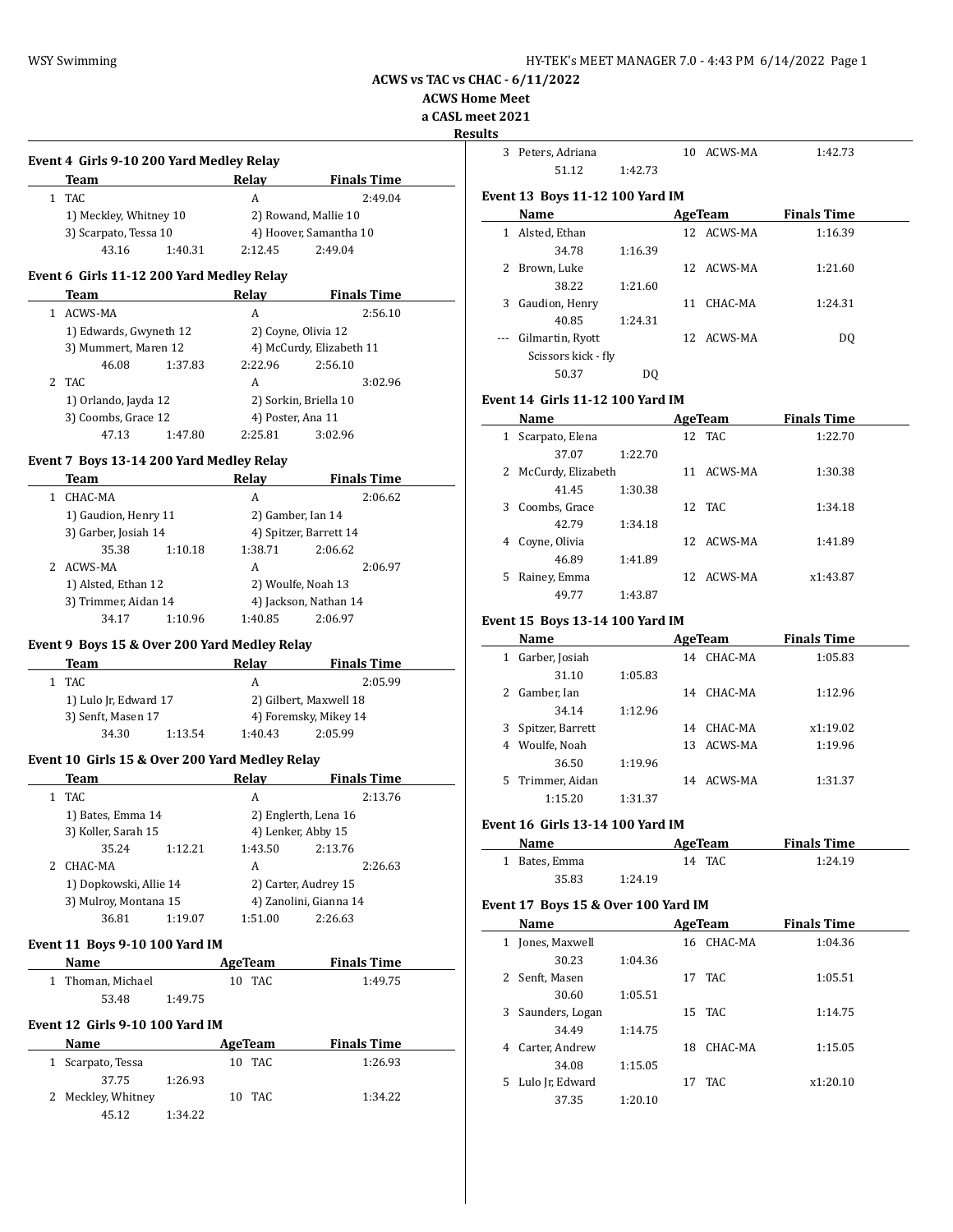# ACWS vs TAC vs CHAC - 6/11/2022

## ACWS Home Meet

## a CASL meet 2021

## Results

### Event 4 Girls 9-10 200 Yard Medley Relay

| | Team | Relay | Finals Time |
|---|---|---|---|
| 1 | TAC | A | 2:49.04 |

1) Meckley, Whitney 10; 2) Rowand, Mallie 10; 3) Scarpato, Tessa 10; 4) Hoover, Samantha 10
43.16 1:40.31 2:12.45 2:49.04

### Event 6 Girls 11-12 200 Yard Medley Relay

| | Team | Relay | Finals Time |
|---|---|---|---|
| 1 | ACWS-MA | A | 2:56.10 |
| 2 | TAC | A | 3:02.96 |

1 ACWS-MA: 1) Edwards, Gwyneth 12; 2) Coyne, Olivia 12; 3) Mummert, Maren 12; 4) McCurdy, Elizabeth 11
46.08 1:37.83 2:22.96 2:56.10

2 TAC: 1) Orlando, Jayda 12; 2) Sorkin, Briella 10; 3) Coombs, Grace 12; 4) Poster, Ana 11
47.13 1:47.80 2:25.81 3:02.96

### Event 7 Boys 13-14 200 Yard Medley Relay

| | Team | Relay | Finals Time |
|---|---|---|---|
| 1 | CHAC-MA | A | 2:06.62 |
| 2 | ACWS-MA | A | 2:06.97 |

1 CHAC-MA: 1) Gaudion, Henry 11; 2) Gamber, Ian 14; 3) Garber, Josiah 14; 4) Spitzer, Barrett 14
35.38 1:10.18 1:38.71 2:06.62

2 ACWS-MA: 1) Alsted, Ethan 12; 2) Woulfe, Noah 13; 3) Trimmer, Aidan 14; 4) Jackson, Nathan 14
34.17 1:10.96 1:40.85 2:06.97

### Event 9 Boys 15 & Over 200 Yard Medley Relay

| | Team | Relay | Finals Time |
|---|---|---|---|
| 1 | TAC | A | 2:05.99 |

1) Lulo Jr, Edward 17; 2) Gilbert, Maxwell 18; 3) Senft, Masen 17; 4) Foremsky, Mikey 14
34.30 1:13.54 1:40.43 2:05.99

### Event 10 Girls 15 & Over 200 Yard Medley Relay

| | Team | Relay | Finals Time |
|---|---|---|---|
| 1 | TAC | A | 2:13.76 |
| 2 | CHAC-MA | A | 2:26.63 |

1 TAC: 1) Bates, Emma 14; 2) Englerth, Lena 16; 3) Koller, Sarah 15; 4) Lenker, Abby 15
35.24 1:12.21 1:43.50 2:13.76

2 CHAC-MA: 1) Dopkowski, Allie 14; 2) Carter, Audrey 15; 3) Mulroy, Montana 15; 4) Zanolini, Gianna 14
36.81 1:19.07 1:51.00 2:26.63

### Event 11 Boys 9-10 100 Yard IM

| | Name | Age | Team | Finals Time | Splits |
|---|---|---|---|---|---|
| 1 | Thoman, Michael | 10 | TAC | 1:49.75 | 53.48 1:49.75 |

### Event 12 Girls 9-10 100 Yard IM

| | Name | Age | Team | Finals Time | Splits |
|---|---|---|---|---|---|
| 1 | Scarpato, Tessa | 10 | TAC | 1:26.93 | 37.75 1:26.93 |
| 2 | Meckley, Whitney | 10 | TAC | 1:34.22 | 45.12 1:34.22 |
| 3 | Peters, Adriana | 10 | ACWS-MA | 1:42.73 | 51.12 1:42.73 |

### Event 13 Boys 11-12 100 Yard IM

| | Name | Age | Team | Finals Time | Splits |
|---|---|---|---|---|---|
| 1 | Alsted, Ethan | 12 | ACWS-MA | 1:16.39 | 34.78 1:16.39 |
| 2 | Brown, Luke | 12 | ACWS-MA | 1:21.60 | 38.22 1:21.60 |
| 3 | Gaudion, Henry | 11 | CHAC-MA | 1:24.31 | 40.85 1:24.31 |
| --- | Gilmartin, Ryott (Scissors kick - fly) | 12 | ACWS-MA | DQ | 50.37 DQ |

### Event 14 Girls 11-12 100 Yard IM

| | Name | Age | Team | Finals Time | Splits |
|---|---|---|---|---|---|
| 1 | Scarpato, Elena | 12 | TAC | 1:22.70 | 37.07 1:22.70 |
| 2 | McCurdy, Elizabeth | 11 | ACWS-MA | 1:30.38 | 41.45 1:30.38 |
| 3 | Coombs, Grace | 12 | TAC | 1:34.18 | 42.79 1:34.18 |
| 4 | Coyne, Olivia | 12 | ACWS-MA | 1:41.89 | 46.89 1:41.89 |
| 5 | Rainey, Emma | 12 | ACWS-MA | x1:43.87 | 49.77 1:43.87 |

### Event 15 Boys 13-14 100 Yard IM

| | Name | Age | Team | Finals Time | Splits |
|---|---|---|---|---|---|
| 1 | Garber, Josiah | 14 | CHAC-MA | 1:05.83 | 31.10 1:05.83 |
| 2 | Gamber, Ian | 14 | CHAC-MA | 1:12.96 | 34.14 1:12.96 |
| 3 | Spitzer, Barrett | 14 | CHAC-MA | x1:19.02 | |
| 4 | Woulfe, Noah | 13 | ACWS-MA | 1:19.96 | 36.50 1:19.96 |
| 5 | Trimmer, Aidan | 14 | ACWS-MA | 1:31.37 | 1:15.20 1:31.37 |

### Event 16 Girls 13-14 100 Yard IM

| | Name | Age | Team | Finals Time | Splits |
|---|---|---|---|---|---|
| 1 | Bates, Emma | 14 | TAC | 1:24.19 | 35.83 1:24.19 |

### Event 17 Boys 15 & Over 100 Yard IM

| | Name | Age | Team | Finals Time | Splits |
|---|---|---|---|---|---|
| 1 | Jones, Maxwell | 16 | CHAC-MA | 1:04.36 | 30.23 1:04.36 |
| 2 | Senft, Masen | 17 | TAC | 1:05.51 | 30.60 1:05.51 |
| 3 | Saunders, Logan | 15 | TAC | 1:14.75 | 34.49 1:14.75 |
| 4 | Carter, Andrew | 18 | CHAC-MA | 1:15.05 | 34.08 1:15.05 |
| 5 | Lulo Jr, Edward | 17 | TAC | x1:20.10 | 37.35 1:20.10 |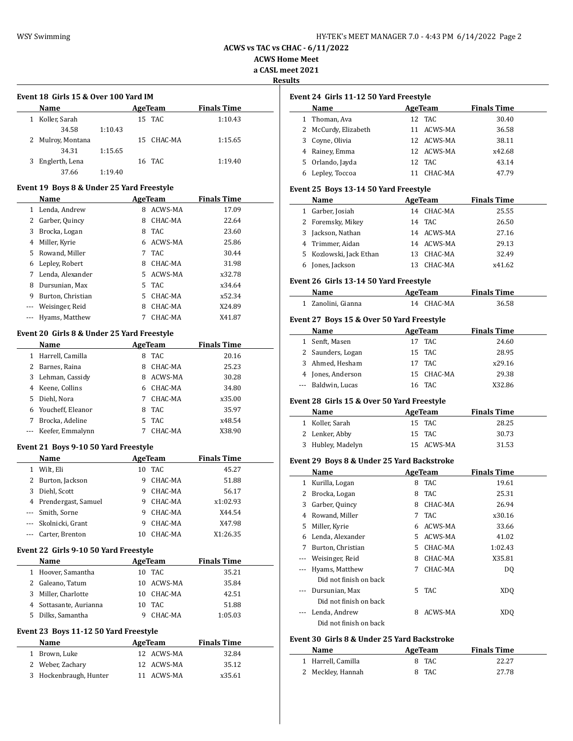**ACWS vs TAC vs CHAC - 6/11/2022**
**ACWS Home Meet**
**a CASL meet 2021**
**Results**

### Event 18 Girls 15 & Over 100 Yard IM

| | Name | Age | Team | Finals Time |
|---|---|---|---|---|
| 1 | Koller, Sarah | 15 | TAC | 1:10.43 |
| | 34.58 1:10.43 | | | |
| 2 | Mulroy, Montana | 15 | CHAC-MA | 1:15.65 |
| | 34.31 1:15.65 | | | |
| 3 | Englerth, Lena | 16 | TAC | 1:19.40 |
| | 37.66 1:19.40 | | | |

### Event 19 Boys 8 & Under 25 Yard Freestyle

| | Name | Age | Team | Finals Time |
|---|---|---|---|---|
| 1 | Lenda, Andrew | 8 | ACWS-MA | 17.09 |
| 2 | Garber, Quincy | 8 | CHAC-MA | 22.64 |
| 3 | Brocka, Logan | 8 | TAC | 23.60 |
| 4 | Miller, Kyrie | 6 | ACWS-MA | 25.86 |
| 5 | Rowand, Miller | 7 | TAC | 30.44 |
| 6 | Lepley, Robert | 8 | CHAC-MA | 31.98 |
| 7 | Lenda, Alexander | 5 | ACWS-MA | x32.78 |
| 8 | Dursunian, Max | 5 | TAC | x34.64 |
| 9 | Burton, Christian | 5 | CHAC-MA | x52.34 |
| --- | Weisinger, Reid | 8 | CHAC-MA | X24.89 |
| --- | Hyams, Matthew | 7 | CHAC-MA | X41.87 |

### Event 20 Girls 8 & Under 25 Yard Freestyle

| | Name | Age | Team | Finals Time |
|---|---|---|---|---|
| 1 | Harrell, Camilla | 8 | TAC | 20.16 |
| 2 | Barnes, Raina | 8 | CHAC-MA | 25.23 |
| 3 | Lehman, Cassidy | 8 | ACWS-MA | 30.28 |
| 4 | Keene, Collins | 6 | CHAC-MA | 34.80 |
| 5 | Diehl, Nora | 7 | CHAC-MA | x35.00 |
| 6 | Youcheff, Eleanor | 8 | TAC | 35.97 |
| 7 | Brocka, Adeline | 5 | TAC | x48.54 |
| --- | Keefer, Emmalynn | 7 | CHAC-MA | X38.90 |

### Event 21 Boys 9-10 50 Yard Freestyle

| | Name | Age | Team | Finals Time |
|---|---|---|---|---|
| 1 | Wilt, Eli | 10 | TAC | 45.27 |
| 2 | Burton, Jackson | 9 | CHAC-MA | 51.88 |
| 3 | Diehl, Scott | 9 | CHAC-MA | 56.17 |
| 4 | Prendergast, Samuel | 9 | CHAC-MA | x1:02.93 |
| --- | Smith, Sorne | 9 | CHAC-MA | X44.54 |
| --- | Skolnicki, Grant | 9 | CHAC-MA | X47.98 |
| --- | Carter, Brenton | 10 | CHAC-MA | X1:26.35 |

### Event 22 Girls 9-10 50 Yard Freestyle

| | Name | Age | Team | Finals Time |
|---|---|---|---|---|
| 1 | Hoover, Samantha | 10 | TAC | 35.21 |
| 2 | Galeano, Tatum | 10 | ACWS-MA | 35.84 |
| 3 | Miller, Charlotte | 10 | CHAC-MA | 42.51 |
| 4 | Sottasante, Aurianna | 10 | TAC | 51.88 |
| 5 | Dilks, Samantha | 9 | CHAC-MA | 1:05.03 |

### Event 23 Boys 11-12 50 Yard Freestyle

| | Name | Age | Team | Finals Time |
|---|---|---|---|---|
| 1 | Brown, Luke | 12 | ACWS-MA | 32.84 |
| 2 | Weber, Zachary | 12 | ACWS-MA | 35.12 |
| 3 | Hockenbraugh, Hunter | 11 | ACWS-MA | x35.61 |

### Event 24 Girls 11-12 50 Yard Freestyle

| | Name | Age | Team | Finals Time |
|---|---|---|---|---|
| 1 | Thoman, Ava | 12 | TAC | 30.40 |
| 2 | McCurdy, Elizabeth | 11 | ACWS-MA | 36.58 |
| 3 | Coyne, Olivia | 12 | ACWS-MA | 38.11 |
| 4 | Rainey, Emma | 12 | ACWS-MA | x42.68 |
| 5 | Orlando, Jayda | 12 | TAC | 43.14 |
| 6 | Lepley, Toccoa | 11 | CHAC-MA | 47.79 |

### Event 25 Boys 13-14 50 Yard Freestyle

| | Name | Age | Team | Finals Time |
|---|---|---|---|---|
| 1 | Garber, Josiah | 14 | CHAC-MA | 25.55 |
| 2 | Foremsky, Mikey | 14 | TAC | 26.50 |
| 3 | Jackson, Nathan | 14 | ACWS-MA | 27.16 |
| 4 | Trimmer, Aidan | 14 | ACWS-MA | 29.13 |
| 5 | Kozlowski, Jack Ethan | 13 | CHAC-MA | 32.49 |
| 6 | Jones, Jackson | 13 | CHAC-MA | x41.62 |

### Event 26 Girls 13-14 50 Yard Freestyle

| | Name | Age | Team | Finals Time |
|---|---|---|---|---|
| 1 | Zanolini, Gianna | 14 | CHAC-MA | 36.58 |

### Event 27 Boys 15 & Over 50 Yard Freestyle

| | Name | Age | Team | Finals Time |
|---|---|---|---|---|
| 1 | Senft, Masen | 17 | TAC | 24.60 |
| 2 | Saunders, Logan | 15 | TAC | 28.95 |
| 3 | Ahmed, Hesham | 17 | TAC | x29.16 |
| 4 | Jones, Anderson | 15 | CHAC-MA | 29.38 |
| --- | Baldwin, Lucas | 16 | TAC | X32.86 |

### Event 28 Girls 15 & Over 50 Yard Freestyle

| | Name | Age | Team | Finals Time |
|---|---|---|---|---|
| 1 | Koller, Sarah | 15 | TAC | 28.25 |
| 2 | Lenker, Abby | 15 | TAC | 30.73 |
| 3 | Hubley, Madelyn | 15 | ACWS-MA | 31.53 |

### Event 29 Boys 8 & Under 25 Yard Backstroke

| | Name | Age | Team | Finals Time |
|---|---|---|---|---|
| 1 | Kurilla, Logan | 8 | TAC | 19.61 |
| 2 | Brocka, Logan | 8 | TAC | 25.31 |
| 3 | Garber, Quincy | 8 | CHAC-MA | 26.94 |
| 4 | Rowand, Miller | 7 | TAC | x30.16 |
| 5 | Miller, Kyrie | 6 | ACWS-MA | 33.66 |
| 6 | Lenda, Alexander | 5 | ACWS-MA | 41.02 |
| 7 | Burton, Christian | 5 | CHAC-MA | 1:02.43 |
| --- | Weisinger, Reid | 8 | CHAC-MA | X35.81 |
| --- | Hyams, Matthew | 7 | CHAC-MA | DQ |
| | Did not finish on back | | | |
| --- | Dursunian, Max | 5 | TAC | XDQ |
| | Did not finish on back | | | |
| --- | Lenda, Andrew | 8 | ACWS-MA | XDQ |
| | Did not finish on back | | | |

### Event 30 Girls 8 & Under 25 Yard Backstroke

| | Name | Age | Team | Finals Time |
|---|---|---|---|---|
| 1 | Harrell, Camilla | 8 | TAC | 22.27 |
| 2 | Meckley, Hannah | 8 | TAC | 27.78 |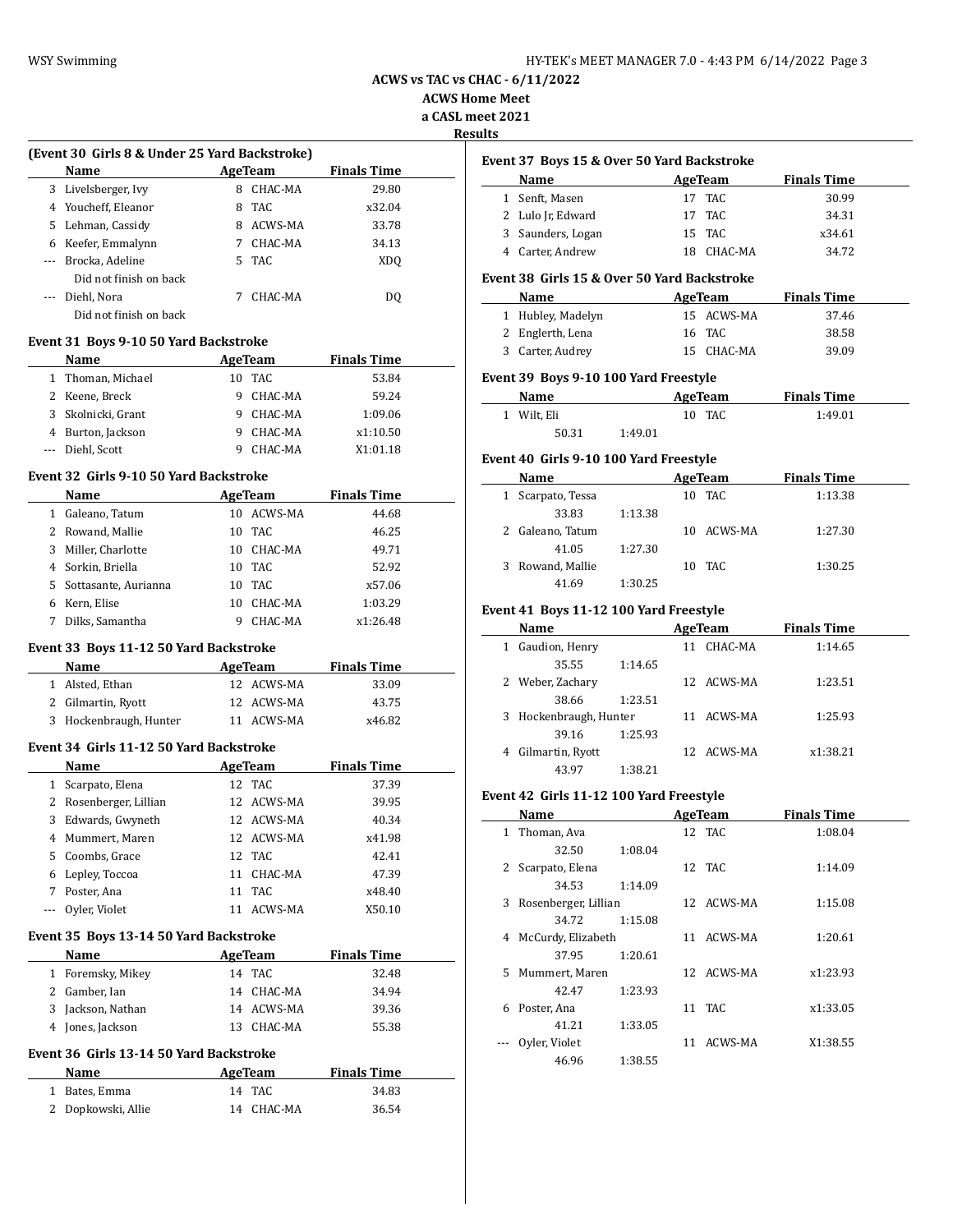# ACWS vs TAC vs CHAC - 6/11/2022

**ACWS Home Meet**

**a CASL meet 2021**

**Results**

### (Event 30 Girls 8 & Under 25 Yard Backstroke)

| | Name | Age | Team | Finals Time |
|---|---|---|---|---|
| 3 | Livelsberger, Ivy | 8 | CHAC-MA | 29.80 |
| 4 | Youcheff, Eleanor | 8 | TAC | x32.04 |
| 5 | Lehman, Cassidy | 8 | ACWS-MA | 33.78 |
| 6 | Keefer, Emmalynn | 7 | CHAC-MA | 34.13 |
| --- | Brocka, Adeline | 5 | TAC | XDQ |
| | Did not finish on back | | | |
| --- | Diehl, Nora | 7 | CHAC-MA | DQ |
| | Did not finish on back | | | |

### Event 31 Boys 9-10 50 Yard Backstroke

| | Name | Age | Team | Finals Time |
|---|---|---|---|---|
| 1 | Thoman, Michael | 10 | TAC | 53.84 |
| 2 | Keene, Breck | 9 | CHAC-MA | 59.24 |
| 3 | Skolnicki, Grant | 9 | CHAC-MA | 1:09.06 |
| 4 | Burton, Jackson | 9 | CHAC-MA | x1:10.50 |
| --- | Diehl, Scott | 9 | CHAC-MA | X1:01.18 |

### Event 32 Girls 9-10 50 Yard Backstroke

| | Name | Age | Team | Finals Time |
|---|---|---|---|---|
| 1 | Galeano, Tatum | 10 | ACWS-MA | 44.68 |
| 2 | Rowand, Mallie | 10 | TAC | 46.25 |
| 3 | Miller, Charlotte | 10 | CHAC-MA | 49.71 |
| 4 | Sorkin, Briella | 10 | TAC | 52.92 |
| 5 | Sottasante, Aurianna | 10 | TAC | x57.06 |
| 6 | Kern, Elise | 10 | CHAC-MA | 1:03.29 |
| 7 | Dilks, Samantha | 9 | CHAC-MA | x1:26.48 |

### Event 33 Boys 11-12 50 Yard Backstroke

| | Name | Age | Team | Finals Time |
|---|---|---|---|---|
| 1 | Alsted, Ethan | 12 | ACWS-MA | 33.09 |
| 2 | Gilmartin, Ryott | 12 | ACWS-MA | 43.75 |
| 3 | Hockenbraugh, Hunter | 11 | ACWS-MA | x46.82 |

### Event 34 Girls 11-12 50 Yard Backstroke

| | Name | Age | Team | Finals Time |
|---|---|---|---|---|
| 1 | Scarpato, Elena | 12 | TAC | 37.39 |
| 2 | Rosenberger, Lillian | 12 | ACWS-MA | 39.95 |
| 3 | Edwards, Gwyneth | 12 | ACWS-MA | 40.34 |
| 4 | Mummert, Maren | 12 | ACWS-MA | x41.98 |
| 5 | Coombs, Grace | 12 | TAC | 42.41 |
| 6 | Lepley, Toccoa | 11 | CHAC-MA | 47.39 |
| 7 | Poster, Ana | 11 | TAC | x48.40 |
| --- | Oyler, Violet | 11 | ACWS-MA | X50.10 |

### Event 35 Boys 13-14 50 Yard Backstroke

| | Name | Age | Team | Finals Time |
|---|---|---|---|---|
| 1 | Foremsky, Mikey | 14 | TAC | 32.48 |
| 2 | Gamber, Ian | 14 | CHAC-MA | 34.94 |
| 3 | Jackson, Nathan | 14 | ACWS-MA | 39.36 |
| 4 | Jones, Jackson | 13 | CHAC-MA | 55.38 |

### Event 36 Girls 13-14 50 Yard Backstroke

| | Name | Age | Team | Finals Time |
|---|---|---|---|---|
| 1 | Bates, Emma | 14 | TAC | 34.83 |
| 2 | Dopkowski, Allie | 14 | CHAC-MA | 36.54 |

### Event 37 Boys 15 & Over 50 Yard Backstroke

| | Name | Age | Team | Finals Time |
|---|---|---|---|---|
| 1 | Senft, Masen | 17 | TAC | 30.99 |
| 2 | Lulo Jr, Edward | 17 | TAC | 34.31 |
| 3 | Saunders, Logan | 15 | TAC | x34.61 |
| 4 | Carter, Andrew | 18 | CHAC-MA | 34.72 |

### Event 38 Girls 15 & Over 50 Yard Backstroke

| | Name | Age | Team | Finals Time |
|---|---|---|---|---|
| 1 | Hubley, Madelyn | 15 | ACWS-MA | 37.46 |
| 2 | Englerth, Lena | 16 | TAC | 38.58 |
| 3 | Carter, Audrey | 15 | CHAC-MA | 39.09 |

### Event 39 Boys 9-10 100 Yard Freestyle

| | Name | Age | Team | Finals Time |
|---|---|---|---|---|
| 1 | Wilt, Eli | 10 | TAC | 1:49.01 |
| | 50.31 1:49.01 | | | |

### Event 40 Girls 9-10 100 Yard Freestyle

| | Name | Age | Team | Finals Time |
|---|---|---|---|---|
| 1 | Scarpato, Tessa | 10 | TAC | 1:13.38 |
| | 33.83 1:13.38 | | | |
| 2 | Galeano, Tatum | 10 | ACWS-MA | 1:27.30 |
| | 41.05 1:27.30 | | | |
| 3 | Rowand, Mallie | 10 | TAC | 1:30.25 |
| | 41.69 1:30.25 | | | |

### Event 41 Boys 11-12 100 Yard Freestyle

| | Name | Age | Team | Finals Time |
|---|---|---|---|---|
| 1 | Gaudion, Henry | 11 | CHAC-MA | 1:14.65 |
| | 35.55 1:14.65 | | | |
| 2 | Weber, Zachary | 12 | ACWS-MA | 1:23.51 |
| | 38.66 1:23.51 | | | |
| 3 | Hockenbraugh, Hunter | 11 | ACWS-MA | 1:25.93 |
| | 39.16 1:25.93 | | | |
| 4 | Gilmartin, Ryott | 12 | ACWS-MA | x1:38.21 |
| | 43.97 1:38.21 | | | |

### Event 42 Girls 11-12 100 Yard Freestyle

| | Name | Age | Team | Finals Time |
|---|---|---|---|---|
| 1 | Thoman, Ava | 12 | TAC | 1:08.04 |
| | 32.50 1:08.04 | | | |
| 2 | Scarpato, Elena | 12 | TAC | 1:14.09 |
| | 34.53 1:14.09 | | | |
| 3 | Rosenberger, Lillian | 12 | ACWS-MA | 1:15.08 |
| | 34.72 1:15.08 | | | |
| 4 | McCurdy, Elizabeth | 11 | ACWS-MA | 1:20.61 |
| | 37.95 1:20.61 | | | |
| 5 | Mummert, Maren | 12 | ACWS-MA | x1:23.93 |
| | 42.47 1:23.93 | | | |
| 6 | Poster, Ana | 11 | TAC | x1:33.05 |
| | 41.21 1:33.05 | | | |
| --- | Oyler, Violet | 11 | ACWS-MA | X1:38.55 |
| | 46.96 1:38.55 | | | |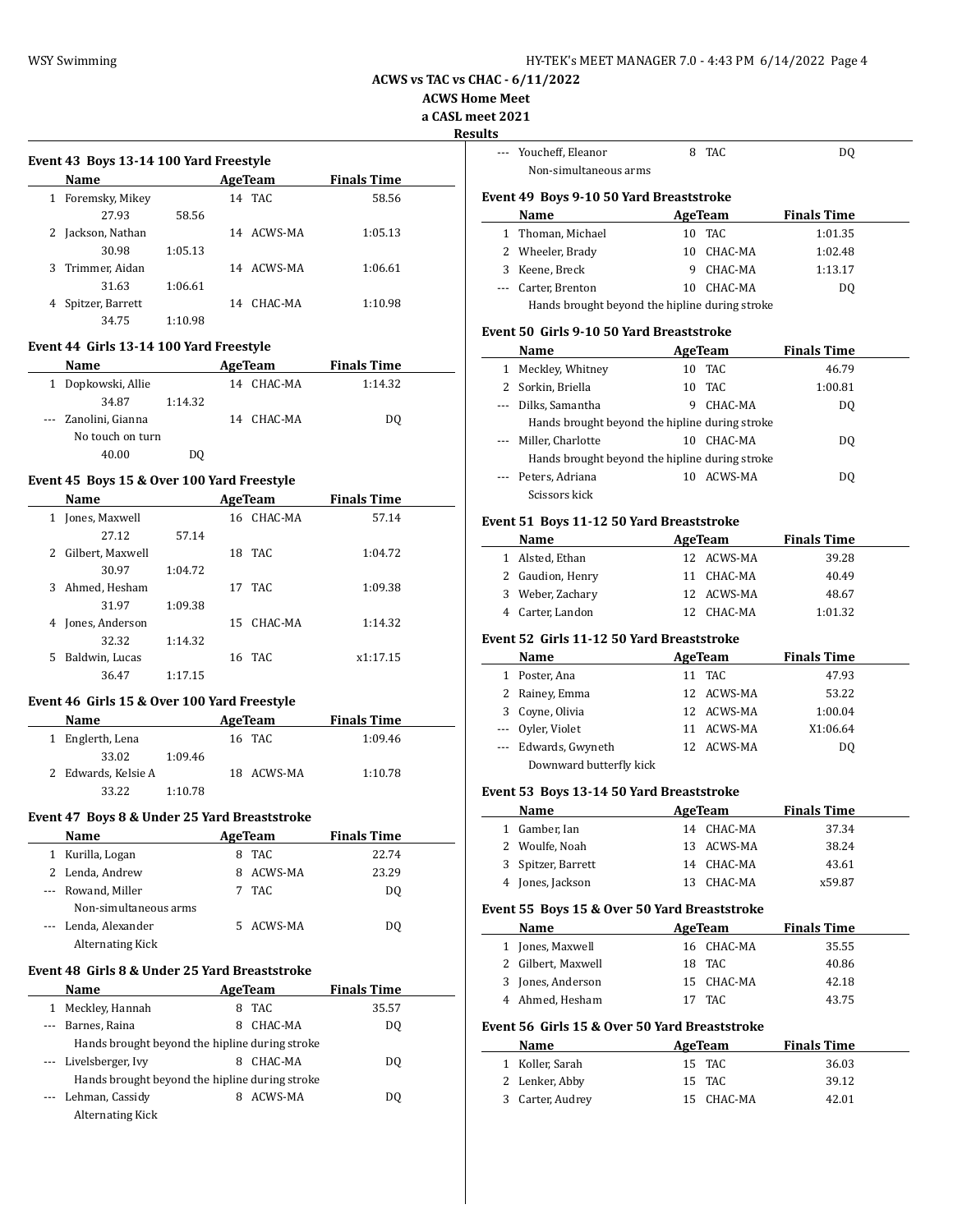# ACWS vs TAC vs CHAC - 6/11/2022

**ACWS Home Meet**

**a CASL meet 2021**

**Results**

### Event 43 Boys 13-14 100 Yard Freestyle

| | Name | Age | Team | Finals Time |
|---|---|---|---|---|
| 1 | Foremsky, Mikey | 14 | TAC | 58.56 |
| | 27.93 58.56 | | | |
| 2 | Jackson, Nathan | 14 | ACWS-MA | 1:05.13 |
| | 30.98 1:05.13 | | | |
| 3 | Trimmer, Aidan | 14 | ACWS-MA | 1:06.61 |
| | 31.63 1:06.61 | | | |
| 4 | Spitzer, Barrett | 14 | CHAC-MA | 1:10.98 |
| | 34.75 1:10.98 | | | |

### Event 44 Girls 13-14 100 Yard Freestyle

| | Name | Age | Team | Finals Time |
|---|---|---|---|---|
| 1 | Dopkowski, Allie | 14 | CHAC-MA | 1:14.32 |
| | 34.87 1:14.32 | | | |
| --- | Zanolini, Gianna | 14 | CHAC-MA | DQ |
| | No touch on turn | | | |
| | 40.00 DQ | | | |

### Event 45 Boys 15 & Over 100 Yard Freestyle

| | Name | Age | Team | Finals Time |
|---|---|---|---|---|
| 1 | Jones, Maxwell | 16 | CHAC-MA | 57.14 |
| | 27.12 57.14 | | | |
| 2 | Gilbert, Maxwell | 18 | TAC | 1:04.72 |
| | 30.97 1:04.72 | | | |
| 3 | Ahmed, Hesham | 17 | TAC | 1:09.38 |
| | 31.97 1:09.38 | | | |
| 4 | Jones, Anderson | 15 | CHAC-MA | 1:14.32 |
| | 32.32 1:14.32 | | | |
| 5 | Baldwin, Lucas | 16 | TAC | x1:17.15 |
| | 36.47 1:17.15 | | | |

### Event 46 Girls 15 & Over 100 Yard Freestyle

| | Name | Age | Team | Finals Time |
|---|---|---|---|---|
| 1 | Englerth, Lena | 16 | TAC | 1:09.46 |
| | 33.02 1:09.46 | | | |
| 2 | Edwards, Kelsie A | 18 | ACWS-MA | 1:10.78 |
| | 33.22 1:10.78 | | | |

### Event 47 Boys 8 & Under 25 Yard Breaststroke

| | Name | Age | Team | Finals Time |
|---|---|---|---|---|
| 1 | Kurilla, Logan | 8 | TAC | 22.74 |
| 2 | Lenda, Andrew | 8 | ACWS-MA | 23.29 |
| --- | Rowand, Miller | 7 | TAC | DQ |
| | Non-simultaneous arms | | | |
| --- | Lenda, Alexander | 5 | ACWS-MA | DQ |
| | Alternating Kick | | | |

### Event 48 Girls 8 & Under 25 Yard Breaststroke

| | Name | Age | Team | Finals Time |
|---|---|---|---|---|
| 1 | Meckley, Hannah | 8 | TAC | 35.57 |
| --- | Barnes, Raina | 8 | CHAC-MA | DQ |
| | Hands brought beyond the hipline during stroke | | | |
| --- | Livelsberger, Ivy | 8 | CHAC-MA | DQ |
| | Hands brought beyond the hipline during stroke | | | |
| --- | Lehman, Cassidy | 8 | ACWS-MA | DQ |
| | Alternating Kick | | | |
| --- | Youcheff, Eleanor | 8 | TAC | DQ |
| | Non-simultaneous arms | | | |

### Event 49 Boys 9-10 50 Yard Breaststroke

| | Name | Age | Team | Finals Time |
|---|---|---|---|---|
| 1 | Thoman, Michael | 10 | TAC | 1:01.35 |
| 2 | Wheeler, Brady | 10 | CHAC-MA | 1:02.48 |
| 3 | Keene, Breck | 9 | CHAC-MA | 1:13.17 |
| --- | Carter, Brenton | 10 | CHAC-MA | DQ |
| | Hands brought beyond the hipline during stroke | | | |

### Event 50 Girls 9-10 50 Yard Breaststroke

| | Name | Age | Team | Finals Time |
|---|---|---|---|---|
| 1 | Meckley, Whitney | 10 | TAC | 46.79 |
| 2 | Sorkin, Briella | 10 | TAC | 1:00.81 |
| --- | Dilks, Samantha | 9 | CHAC-MA | DQ |
| | Hands brought beyond the hipline during stroke | | | |
| --- | Miller, Charlotte | 10 | CHAC-MA | DQ |
| | Hands brought beyond the hipline during stroke | | | |
| --- | Peters, Adriana | 10 | ACWS-MA | DQ |
| | Scissors kick | | | |

### Event 51 Boys 11-12 50 Yard Breaststroke

| | Name | Age | Team | Finals Time |
|---|---|---|---|---|
| 1 | Alsted, Ethan | 12 | ACWS-MA | 39.28 |
| 2 | Gaudion, Henry | 11 | CHAC-MA | 40.49 |
| 3 | Weber, Zachary | 12 | ACWS-MA | 48.67 |
| 4 | Carter, Landon | 12 | CHAC-MA | 1:01.32 |

### Event 52 Girls 11-12 50 Yard Breaststroke

| | Name | Age | Team | Finals Time |
|---|---|---|---|---|
| 1 | Poster, Ana | 11 | TAC | 47.93 |
| 2 | Rainey, Emma | 12 | ACWS-MA | 53.22 |
| 3 | Coyne, Olivia | 12 | ACWS-MA | 1:00.04 |
| --- | Oyler, Violet | 11 | ACWS-MA | X1:06.64 |
| --- | Edwards, Gwyneth | 12 | ACWS-MA | DQ |
| | Downward butterfly kick | | | |

### Event 53 Boys 13-14 50 Yard Breaststroke

| | Name | Age | Team | Finals Time |
|---|---|---|---|---|
| 1 | Gamber, Ian | 14 | CHAC-MA | 37.34 |
| 2 | Woulfe, Noah | 13 | ACWS-MA | 38.24 |
| 3 | Spitzer, Barrett | 14 | CHAC-MA | 43.61 |
| 4 | Jones, Jackson | 13 | CHAC-MA | x59.87 |

### Event 55 Boys 15 & Over 50 Yard Breaststroke

| | Name | Age | Team | Finals Time |
|---|---|---|---|---|
| 1 | Jones, Maxwell | 16 | CHAC-MA | 35.55 |
| 2 | Gilbert, Maxwell | 18 | TAC | 40.86 |
| 3 | Jones, Anderson | 15 | CHAC-MA | 42.18 |
| 4 | Ahmed, Hesham | 17 | TAC | 43.75 |

### Event 56 Girls 15 & Over 50 Yard Breaststroke

| | Name | Age | Team | Finals Time |
|---|---|---|---|---|
| 1 | Koller, Sarah | 15 | TAC | 36.03 |
| 2 | Lenker, Abby | 15 | TAC | 39.12 |
| 3 | Carter, Audrey | 15 | CHAC-MA | 42.01 |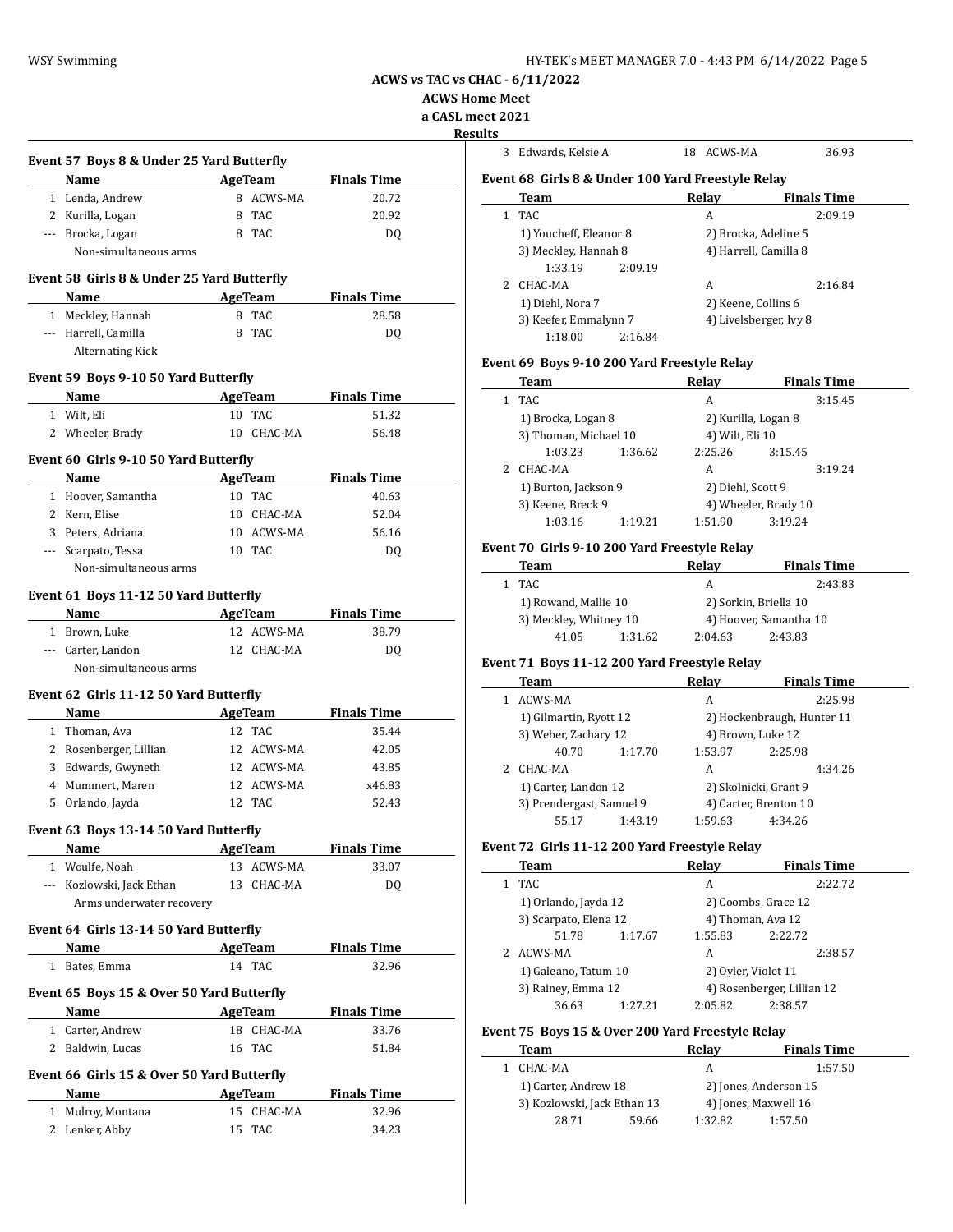## ACWS vs TAC vs CHAC - 6/11/2022
### ACWS Home Meet
### a CASL meet 2021
### Results

**Event 57 Boys 8 & Under 25 Yard Butterfly**

| | Name | Age | Team | Finals Time |
|---|---|---|---|---|
| 1 | Lenda, Andrew | 8 | ACWS-MA | 20.72 |
| 2 | Kurilla, Logan | 8 | TAC | 20.92 |
| --- | Brocka, Logan | 8 | TAC | DQ |
| | Non-simultaneous arms | | | |

**Event 58 Girls 8 & Under 25 Yard Butterfly**

| | Name | Age | Team | Finals Time |
|---|---|---|---|---|
| 1 | Meckley, Hannah | 8 | TAC | 28.58 |
| --- | Harrell, Camilla | 8 | TAC | DQ |
| | Alternating Kick | | | |

**Event 59 Boys 9-10 50 Yard Butterfly**

| | Name | Age | Team | Finals Time |
|---|---|---|---|---|
| 1 | Wilt, Eli | 10 | TAC | 51.32 |
| 2 | Wheeler, Brady | 10 | CHAC-MA | 56.48 |

**Event 60 Girls 9-10 50 Yard Butterfly**

| | Name | Age | Team | Finals Time |
|---|---|---|---|---|
| 1 | Hoover, Samantha | 10 | TAC | 40.63 |
| 2 | Kern, Elise | 10 | CHAC-MA | 52.04 |
| 3 | Peters, Adriana | 10 | ACWS-MA | 56.16 |
| --- | Scarpato, Tessa | 10 | TAC | DQ |
| | Non-simultaneous arms | | | |

**Event 61 Boys 11-12 50 Yard Butterfly**

| | Name | Age | Team | Finals Time |
|---|---|---|---|---|
| 1 | Brown, Luke | 12 | ACWS-MA | 38.79 |
| --- | Carter, Landon | 12 | CHAC-MA | DQ |
| | Non-simultaneous arms | | | |

**Event 62 Girls 11-12 50 Yard Butterfly**

| | Name | Age | Team | Finals Time |
|---|---|---|---|---|
| 1 | Thoman, Ava | 12 | TAC | 35.44 |
| 2 | Rosenberger, Lillian | 12 | ACWS-MA | 42.05 |
| 3 | Edwards, Gwyneth | 12 | ACWS-MA | 43.85 |
| 4 | Mummert, Maren | 12 | ACWS-MA | x46.83 |
| 5 | Orlando, Jayda | 12 | TAC | 52.43 |

**Event 63 Boys 13-14 50 Yard Butterfly**

| | Name | Age | Team | Finals Time |
|---|---|---|---|---|
| 1 | Woulfe, Noah | 13 | ACWS-MA | 33.07 |
| --- | Kozlowski, Jack Ethan | 13 | CHAC-MA | DQ |
| | Arms underwater recovery | | | |

**Event 64 Girls 13-14 50 Yard Butterfly**

| | Name | Age | Team | Finals Time |
|---|---|---|---|---|
| 1 | Bates, Emma | 14 | TAC | 32.96 |

**Event 65 Boys 15 & Over 50 Yard Butterfly**

| | Name | Age | Team | Finals Time |
|---|---|---|---|---|
| 1 | Carter, Andrew | 18 | CHAC-MA | 33.76 |
| 2 | Baldwin, Lucas | 16 | TAC | 51.84 |

**Event 66 Girls 15 & Over 50 Yard Butterfly**

| | Name | Age | Team | Finals Time |
|---|---|---|---|---|
| 1 | Mulroy, Montana | 15 | CHAC-MA | 32.96 |
| 2 | Lenker, Abby | 15 | TAC | 34.23 |
| 3 | Edwards, Kelsie A | 18 | ACWS-MA | 36.93 |

**Event 68 Girls 8 & Under 100 Yard Freestyle Relay**

| | Team | Relay | Finals Time |
|---|---|---|---|
| 1 | TAC | A | 2:09.19 |
| | 1) Youcheff, Eleanor 8 | 2) Brocka, Adeline 5 | |
| | 3) Meckley, Hannah 8 | 4) Harrell, Camilla 8 | |
| | 1:33.19 2:09.19 | | |
| 2 | CHAC-MA | A | 2:16.84 |
| | 1) Diehl, Nora 7 | 2) Keene, Collins 6 | |
| | 3) Keefer, Emmalynn 7 | 4) Livelsberger, Ivy 8 | |
| | 1:18.00 2:16.84 | | |

**Event 69 Boys 9-10 200 Yard Freestyle Relay**

| | Team | Relay | Finals Time |
|---|---|---|---|
| 1 | TAC | A | 3:15.45 |
| | 1) Brocka, Logan 8 | 2) Kurilla, Logan 8 | |
| | 3) Thoman, Michael 10 | 4) Wilt, Eli 10 | |
| | 1:03.23 1:36.62 | 2:25.26 3:15.45 | |
| 2 | CHAC-MA | A | 3:19.24 |
| | 1) Burton, Jackson 9 | 2) Diehl, Scott 9 | |
| | 3) Keene, Breck 9 | 4) Wheeler, Brady 10 | |
| | 1:03.16 1:19.21 | 1:51.90 3:19.24 | |

**Event 70 Girls 9-10 200 Yard Freestyle Relay**

| | Team | Relay | Finals Time |
|---|---|---|---|
| 1 | TAC | A | 2:43.83 |
| | 1) Rowand, Mallie 10 | 2) Sorkin, Briella 10 | |
| | 3) Meckley, Whitney 10 | 4) Hoover, Samantha 10 | |
| | 41.05 1:31.62 | 2:04.63 2:43.83 | |

**Event 71 Boys 11-12 200 Yard Freestyle Relay**

| | Team | Relay | Finals Time |
|---|---|---|---|
| 1 | ACWS-MA | A | 2:25.98 |
| | 1) Gilmartin, Ryott 12 | 2) Hockenbraugh, Hunter 11 | |
| | 3) Weber, Zachary 12 | 4) Brown, Luke 12 | |
| | 40.70 1:17.70 | 1:53.97 2:25.98 | |
| 2 | CHAC-MA | A | 4:34.26 |
| | 1) Carter, Landon 12 | 2) Skolnicki, Grant 9 | |
| | 3) Prendergast, Samuel 9 | 4) Carter, Brenton 10 | |
| | 55.17 1:43.19 | 1:59.63 4:34.26 | |

**Event 72 Girls 11-12 200 Yard Freestyle Relay**

| | Team | Relay | Finals Time |
|---|---|---|---|
| 1 | TAC | A | 2:22.72 |
| | 1) Orlando, Jayda 12 | 2) Coombs, Grace 12 | |
| | 3) Scarpato, Elena 12 | 4) Thoman, Ava 12 | |
| | 51.78 1:17.67 | 1:55.83 2:22.72 | |
| 2 | ACWS-MA | A | 2:38.57 |
| | 1) Galeano, Tatum 10 | 2) Oyler, Violet 11 | |
| | 3) Rainey, Emma 12 | 4) Rosenberger, Lillian 12 | |
| | 36.63 1:27.21 | 2:05.82 2:38.57 | |

**Event 75 Boys 15 & Over 200 Yard Freestyle Relay**

| | Team | Relay | Finals Time |
|---|---|---|---|
| 1 | CHAC-MA | A | 1:57.50 |
| | 1) Carter, Andrew 18 | 2) Jones, Anderson 15 | |
| | 3) Kozlowski, Jack Ethan 13 | 4) Jones, Maxwell 16 | |
| | 28.71 59.66 | 1:32.82 1:57.50 | |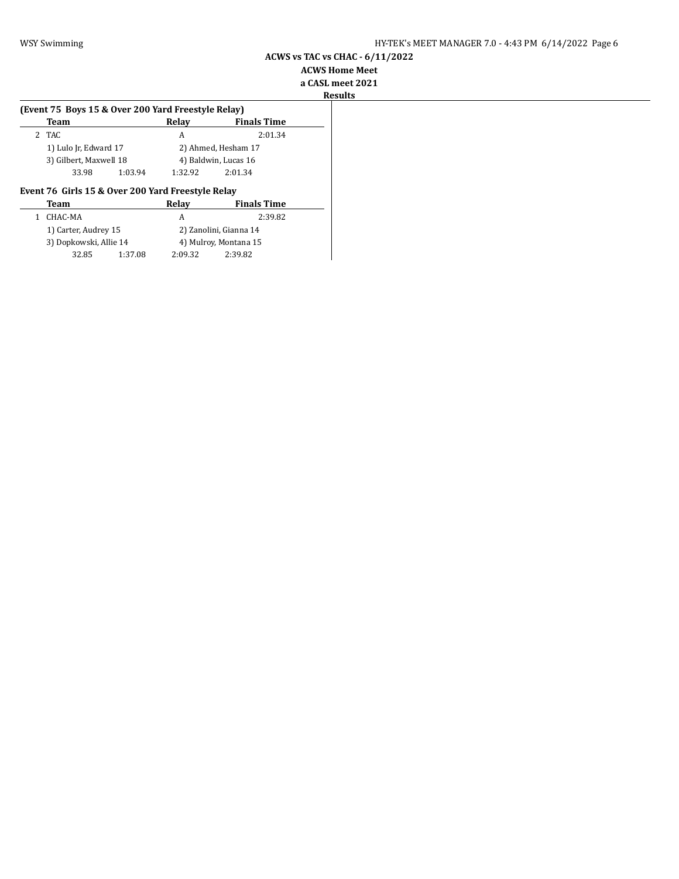**ACWS vs TAC vs CHAC - 6/11/2022**

**ACWS Home Meet**

**a CASL meet 2021**

**Results**

**(Event 75 Boys 15 & Over 200 Yard Freestyle Relay)**

| | Team | Relay | Finals Time |
|---|---|---|---|
| 2 | TAC | A | 2:01.34 |

1) Lulo Jr, Edward 17 2) Ahmed, Hesham 17
3) Gilbert, Maxwell 18 4) Baldwin, Lucas 16
33.98 1:03.94 1:32.92 2:01.34

**Event 76 Girls 15 & Over 200 Yard Freestyle Relay**

| | Team | Relay | Finals Time |
|---|---|---|---|
| 1 | CHAC-MA | A | 2:39.82 |

1) Carter, Audrey 15 2) Zanolini, Gianna 14
3) Dopkowski, Allie 14 4) Mulroy, Montana 15
32.85 1:37.08 2:09.32 2:39.82